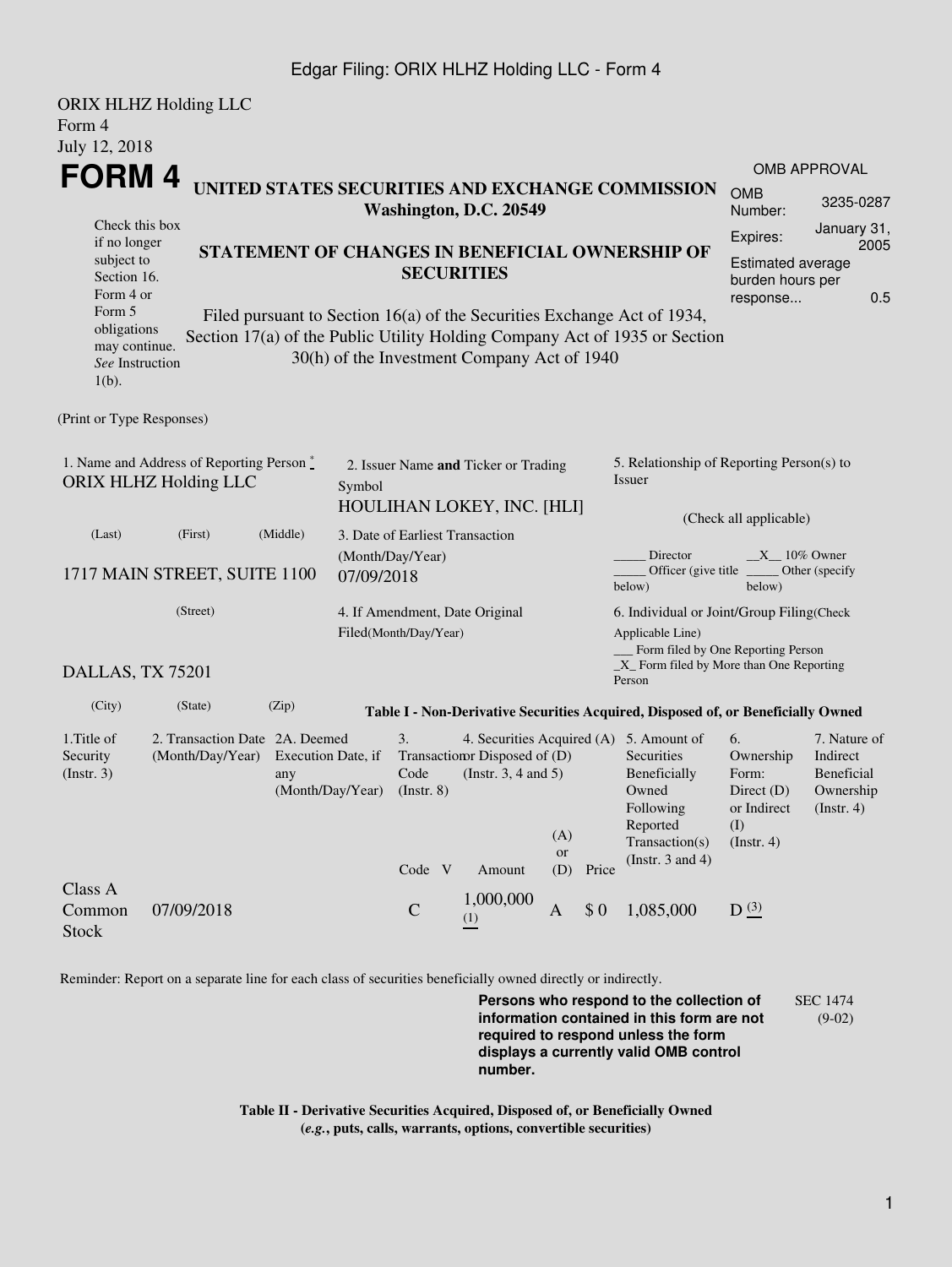Edgar Filing: ORIX HLHZ Holding LLC - Form 4

ORIX HLHZ Holding LLC
Form 4
July 12, 2018

# FORM 4

**UNITED STATES SECURITIES AND EXCHANGE COMMISSION**
**Washington, D.C. 20549**

| OMB APPROVAL | |
|---|---|
| OMB Number: | 3235-0287 |
| Expires: | January 31, 2005 |
| Estimated average burden hours per response... | 0.5 |

Check this box if no longer subject to Section 16. Form 4 or Form 5 obligations may continue. *See* Instruction 1(b).

**STATEMENT OF CHANGES IN BENEFICIAL OWNERSHIP OF SECURITIES**

Filed pursuant to Section 16(a) of the Securities Exchange Act of 1934, Section 17(a) of the Public Utility Holding Company Act of 1935 or Section 30(h) of the Investment Company Act of 1940

(Print or Type Responses)

1. Name and Address of Reporting Person *
ORIX HLHZ Holding LLC

(Last) (First) (Middle)

1717 MAIN STREET, SUITE 1100

(Street)

DALLAS, TX 75201

(City) (State) (Zip)

2. Issuer Name **and** Ticker or Trading Symbol
HOULIHAN LOKEY, INC. [HLI]

3. Date of Earliest Transaction (Month/Day/Year)
07/09/2018

4. If Amendment, Date Original Filed(Month/Day/Year)

5. Relationship of Reporting Person(s) to Issuer

(Check all applicable)

_____ Director __X__ 10% Owner
_____ Officer (give title below) _____ Other (specify below)

6. Individual or Joint/Group Filing(Check Applicable Line)
___ Form filed by One Reporting Person
_X_ Form filed by More than One Reporting Person

**Table I - Non-Derivative Securities Acquired, Disposed of, or Beneficially Owned**

| 1.Title of Security (Instr. 3) | 2. Transaction Date (Month/Day/Year) | 2A. Deemed Execution Date, if any (Month/Day/Year) | 3. Transaction Code (Instr. 8) | | 4. Securities Acquired (A) or Disposed of (D) (Instr. 3, 4 and 5) | | | 5. Amount of Securities Beneficially Owned Following Reported Transaction(s) (Instr. 3 and 4) | 6. Ownership Form: Direct (D) or Indirect (I) (Instr. 4) | 7. Nature of Indirect Beneficial Ownership (Instr. 4) |
|---|---|---|---|---|---|---|---|---|---|---|
| | | | Code | V | Amount | (A) or (D) | Price | | | |
| Class A Common Stock | 07/09/2018 | | C | | 1,000,000 (1) | A | $ 0 | 1,085,000 | D (3) | |

Reminder: Report on a separate line for each class of securities beneficially owned directly or indirectly.

**Persons who respond to the collection of information contained in this form are not required to respond unless the form displays a currently valid OMB control number.**

SEC 1474 (9-02)

**Table II - Derivative Securities Acquired, Disposed of, or Beneficially Owned**
**(*e.g.*, puts, calls, warrants, options, convertible securities)**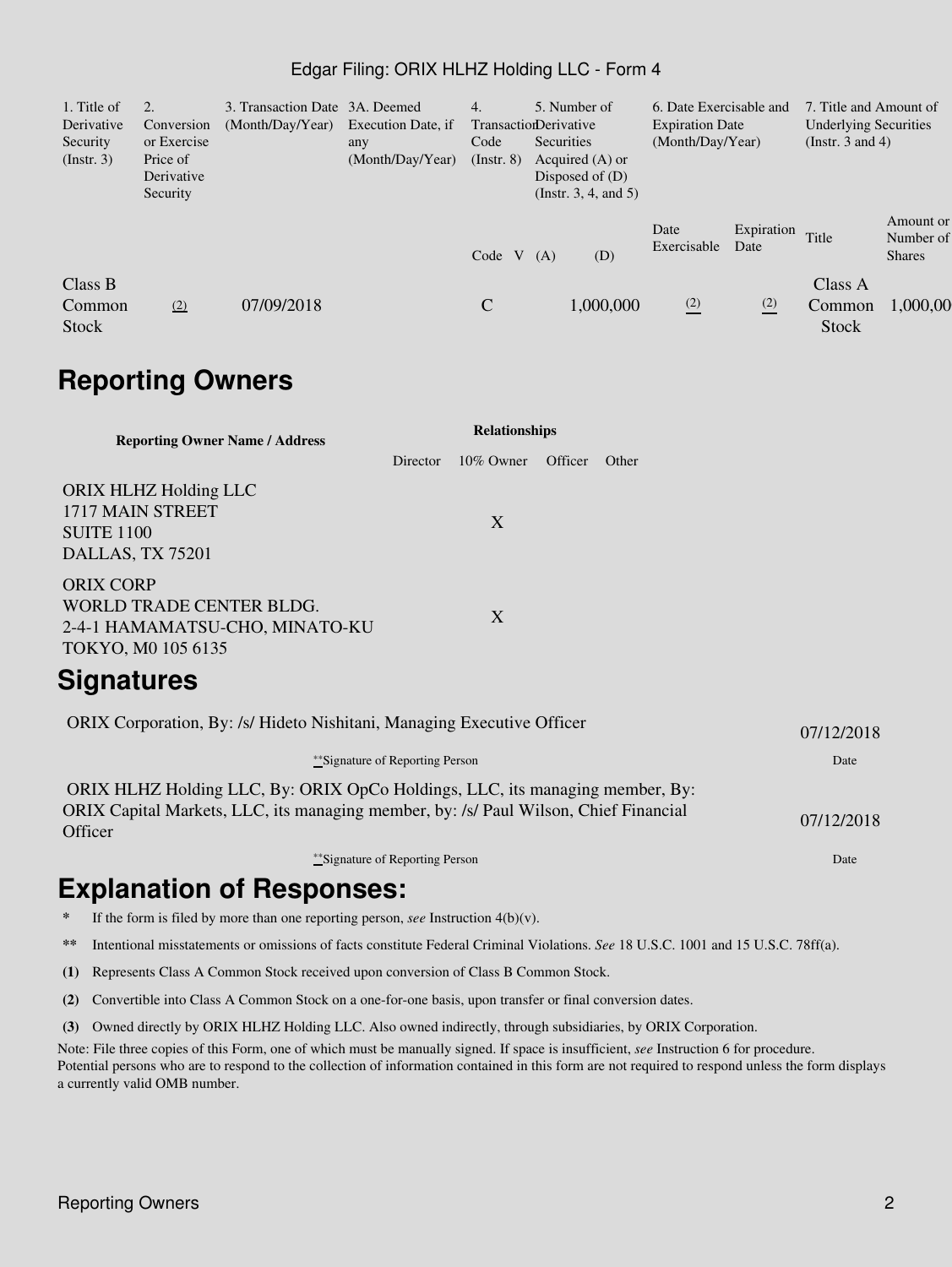| 1. Title of Derivative Security (Instr. 3) | 2. Conversion or Exercise Price of Derivative Security | 3. Transaction Date (Month/Day/Year) | 3A. Deemed Execution Date, if any (Month/Day/Year) | 4. Transaction Code (Instr. 8) | | 5. Number of Derivative Securities Acquired (A) or Disposed of (D) (Instr. 3, 4, and 5) | | 6. Date Exercisable and Expiration Date (Month/Day/Year) | | 7. Title and Amount of Underlying Securities (Instr. 3 and 4) | |
|---|---|---|---|---|---|---|---|---|---|---|---|
| | | | | Code | V | (A) | (D) | Date Exercisable | Expiration Date | Title | Amount or Number of Shares |
| Class B Common Stock | (2) | 07/09/2018 | | C | | | 1,000,000 | (2) | (2) | Class A Common Stock | 1,000,00 |

## Reporting Owners

| Reporting Owner Name / Address | Relationships | | | |
|---|---|---|---|---|
| | Director | 10% Owner | Officer | Other |
| ORIX HLHZ Holding LLC<br>1717 MAIN STREET<br>SUITE 1100<br>DALLAS, TX 75201 | | X | | |
| ORIX CORP<br>WORLD TRADE CENTER BLDG.<br>2-4-1 HAMAMATSU-CHO, MINATO-KU<br>TOKYO, M0 105 6135 | | X | | |

## Signatures

ORIX Corporation, By: /s/ Hideto Nishitani, Managing Executive Officer — 07/12/2018

**Signature of Reporting Person — Date

ORIX HLHZ Holding LLC, By: ORIX OpCo Holdings, LLC, its managing member, By: ORIX Capital Markets, LLC, its managing member, by: /s/ Paul Wilson, Chief Financial Officer — 07/12/2018

**Signature of Reporting Person — Date

## Explanation of Responses:

\* If the form is filed by more than one reporting person, *see* Instruction 4(b)(v).

** Intentional misstatements or omissions of facts constitute Federal Criminal Violations. *See* 18 U.S.C. 1001 and 15 U.S.C. 78ff(a).

**(1)** Represents Class A Common Stock received upon conversion of Class B Common Stock.

**(2)** Convertible into Class A Common Stock on a one-for-one basis, upon transfer or final conversion dates.

**(3)** Owned directly by ORIX HLHZ Holding LLC. Also owned indirectly, through subsidiaries, by ORIX Corporation.

Note: File three copies of this Form, one of which must be manually signed. If space is insufficient, *see* Instruction 6 for procedure.
Potential persons who are to respond to the collection of information contained in this form are not required to respond unless the form displays a currently valid OMB number.